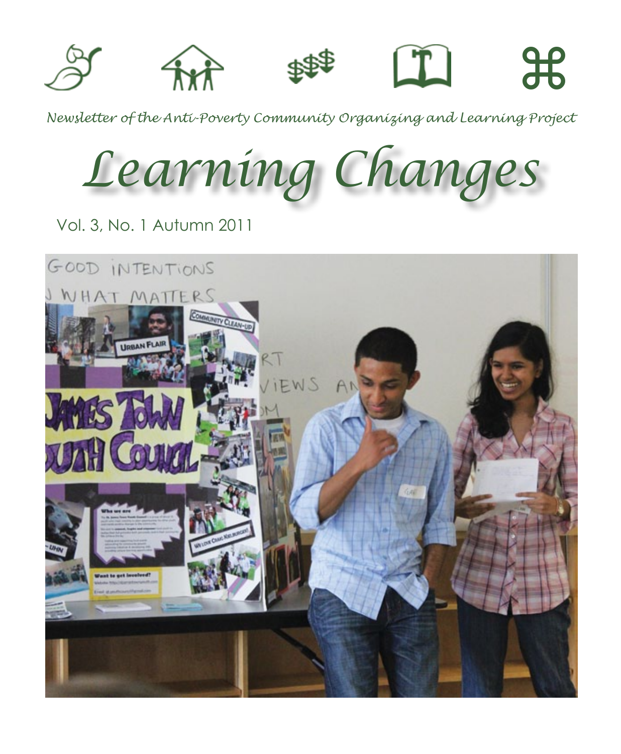*Newsletter of the Anti-Poverty Community Organizing and Learning Project*

# *Learning Changes*

Vol. 3, No. 1 Autumn 2011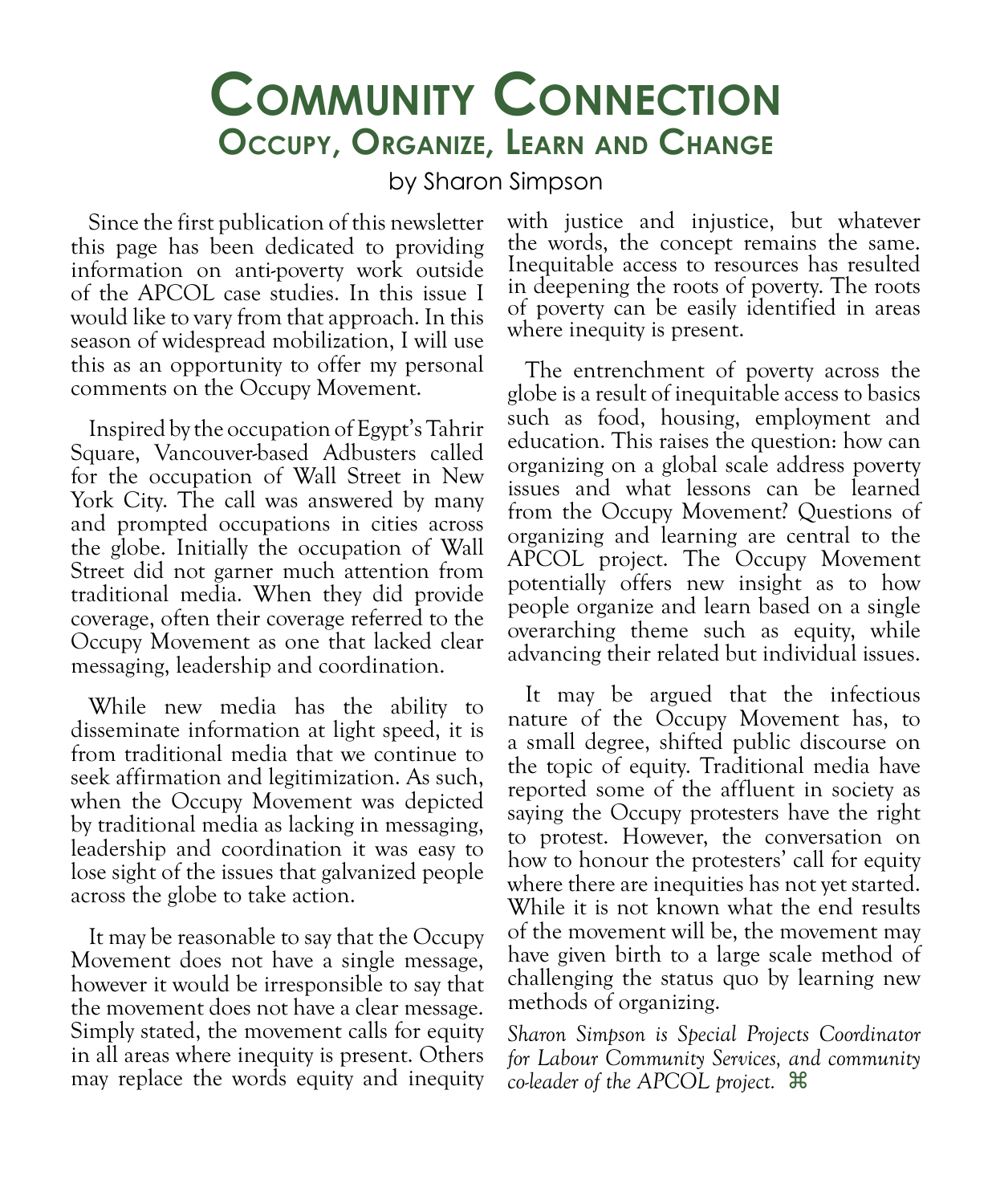# Community Connection

## Occupy, Organize, Learn and Change

by Sharon Simpson

Since the first publication of this newsletter this page has been dedicated to providing information on anti-poverty work outside of the APCOL case studies. In this issue I would like to vary from that approach. In this season of widespread mobilization, I will use this as an opportunity to offer my personal comments on the Occupy Movement.

Inspired by the occupation of Egypt's Tahrir Square, Vancouver-based Adbusters called for the occupation of Wall Street in New York City. The call was answered by many and prompted occupations in cities across the globe. Initially the occupation of Wall Street did not garner much attention from traditional media. When they did provide coverage, often their coverage referred to the Occupy Movement as one that lacked clear messaging, leadership and coordination.

While new media has the ability to disseminate information at light speed, it is from traditional media that we continue to seek affirmation and legitimization. As such, when the Occupy Movement was depicted by traditional media as lacking in messaging, leadership and coordination it was easy to lose sight of the issues that galvanized people across the globe to take action.

It may be reasonable to say that the Occupy Movement does not have a single message, however it would be irresponsible to say that the movement does not have a clear message. Simply stated, the movement calls for equity in all areas where inequity is present. Others may replace the words equity and inequity with justice and injustice, but whatever the words, the concept remains the same. Inequitable access to resources has resulted in deepening the roots of poverty. The roots of poverty can be easily identified in areas where inequity is present.

The entrenchment of poverty across the globe is a result of inequitable access to basics such as food, housing, employment and education. This raises the question: how can organizing on a global scale address poverty issues and what lessons can be learned from the Occupy Movement? Questions of organizing and learning are central to the APCOL project. The Occupy Movement potentially offers new insight as to how people organize and learn based on a single overarching theme such as equity, while advancing their related but individual issues.

It may be argued that the infectious nature of the Occupy Movement has, to a small degree, shifted public discourse on the topic of equity. Traditional media have reported some of the affluent in society as saying the Occupy protesters have the right to protest. However, the conversation on how to honour the protesters' call for equity where there are inequities has not yet started. While it is not known what the end results of the movement will be, the movement may have given birth to a large scale method of challenging the status quo by learning new methods of organizing.

*Sharon Simpson is Special Projects Coordinator for Labour Community Services, and community co-leader of the APCOL project.* ⌘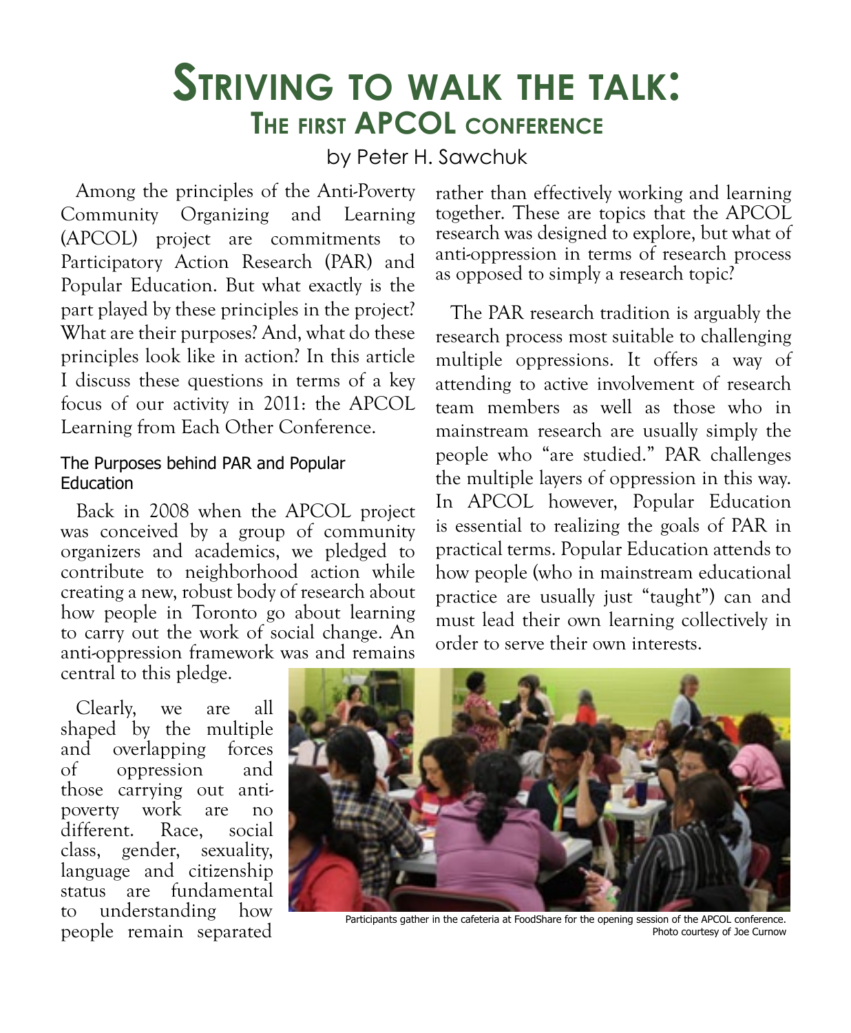# Striving to walk the talk: The first APCOL conference

by Peter H. Sawchuk

Among the principles of the Anti-Poverty Community Organizing and Learning (APCOL) project are commitments to Participatory Action Research (PAR) and Popular Education. But what exactly is the part played by these principles in the project? What are their purposes? And, what do these principles look like in action? In this article I discuss these questions in terms of a key focus of our activity in 2011: the APCOL Learning from Each Other Conference.

### The Purposes behind PAR and Popular Education

Back in 2008 when the APCOL project was conceived by a group of community organizers and academics, we pledged to contribute to neighborhood action while creating a new, robust body of research about how people in Toronto go about learning to carry out the work of social change. An anti-oppression framework was and remains central to this pledge.

Clearly, we are all shaped by the multiple and overlapping forces of oppression and those carrying out anti-poverty work are no different. Race, social class, gender, sexuality, language and citizenship status are fundamental to understanding how people remain separated rather than effectively working and learning together. These are topics that the APCOL research was designed to explore, but what of anti-oppression in terms of research process as opposed to simply a research topic?

The PAR research tradition is arguably the research process most suitable to challenging multiple oppressions. It offers a way of attending to active involvement of research team members as well as those who in mainstream research are usually simply the people who "are studied." PAR challenges the multiple layers of oppression in this way. In APCOL however, Popular Education is essential to realizing the goals of PAR in practical terms. Popular Education attends to how people (who in mainstream educational practice are usually just "taught") can and must lead their own learning collectively in order to serve their own interests.

Participants gather in the cafeteria at FoodShare for the opening session of the APCOL conference. Photo courtesy of Joe Curnow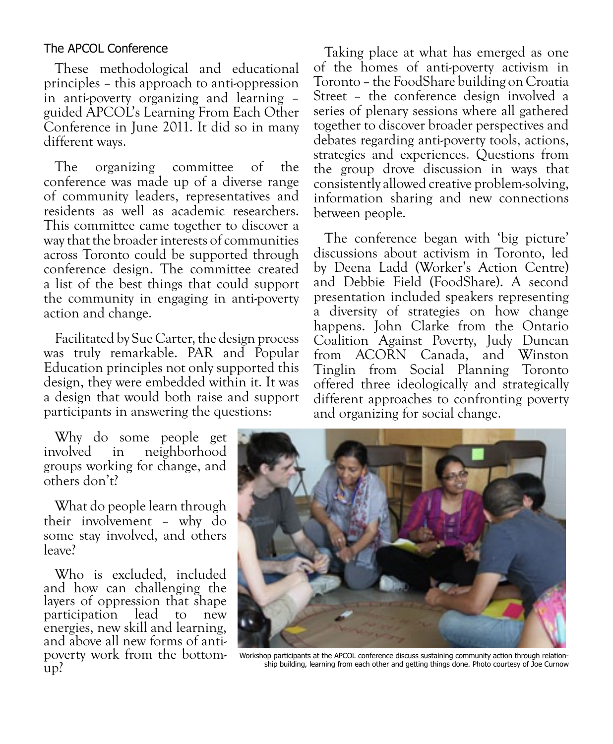## The APCOL Conference

These methodological and educational principles – this approach to anti-oppression in anti-poverty organizing and learning – guided APCOL's Learning From Each Other Conference in June 2011. It did so in many different ways.

The organizing committee of the conference was made up of a diverse range of community leaders, representatives and residents as well as academic researchers. This committee came together to discover a way that the broader interests of communities across Toronto could be supported through conference design. The committee created a list of the best things that could support the community in engaging in anti-poverty action and change.

Facilitated by Sue Carter, the design process was truly remarkable. PAR and Popular Education principles not only supported this design, they were embedded within it. It was a design that would both raise and support participants in answering the questions:

Why do some people get involved in neighborhood groups working for change, and others don't?

What do people learn through their involvement – why do some stay involved, and others leave?

Who is excluded, included and how can challenging the layers of oppression that shape participation lead to new energies, new skill and learning, and above all new forms of anti-poverty work from the bottom-up?

Taking place at what has emerged as one of the homes of anti-poverty activism in Toronto – the FoodShare building on Croatia Street – the conference design involved a series of plenary sessions where all gathered together to discover broader perspectives and debates regarding anti-poverty tools, actions, strategies and experiences. Questions from the group drove discussion in ways that consistently allowed creative problem-solving, information sharing and new connections between people.

The conference began with 'big picture' discussions about activism in Toronto, led by Deena Ladd (Worker's Action Centre) and Debbie Field (FoodShare). A second presentation included speakers representing a diversity of strategies on how change happens. John Clarke from the Ontario Coalition Against Poverty, Judy Duncan from ACORN Canada, and Winston Tinglin from Social Planning Toronto offered three ideologically and strategically different approaches to confronting poverty and organizing for social change.

Workshop participants at the APCOL conference discuss sustaining community action through relationship building, learning from each other and getting things done. Photo courtesy of Joe Curnow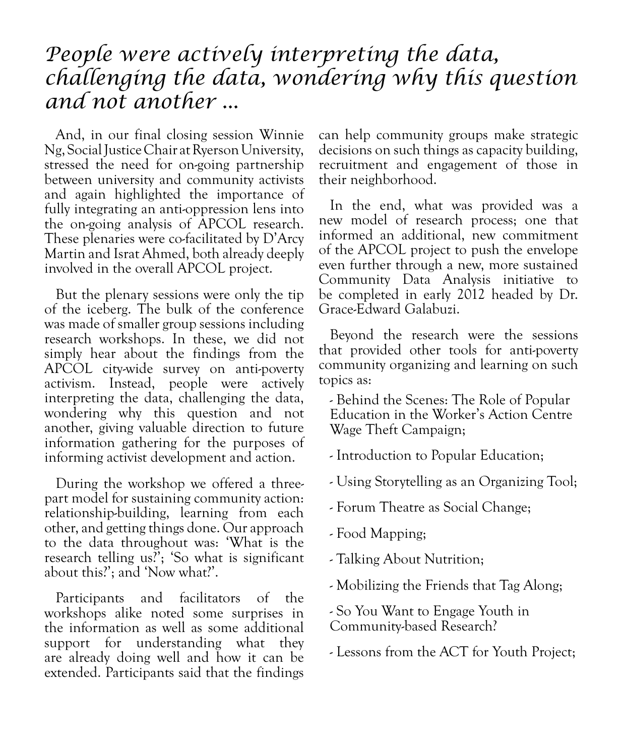*People were actively interpreting the data, challenging the data, wondering why this question and not another ...*

And, in our final closing session Winnie Ng, Social Justice Chair at Ryerson University, stressed the need for on-going partnership between university and community activists and again highlighted the importance of fully integrating an anti-oppression lens into the on-going analysis of APCOL research. These plenaries were co-facilitated by D'Arcy Martin and Israt Ahmed, both already deeply involved in the overall APCOL project.

But the plenary sessions were only the tip of the iceberg. The bulk of the conference was made of smaller group sessions including research workshops. In these, we did not simply hear about the findings from the APCOL city-wide survey on anti-poverty activism. Instead, people were actively interpreting the data, challenging the data, wondering why this question and not another, giving valuable direction to future information gathering for the purposes of informing activist development and action.

During the workshop we offered a three-part model for sustaining community action: relationship-building, learning from each other, and getting things done. Our approach to the data throughout was: 'What is the research telling us?'; 'So what is significant about this?'; and 'Now what?'.

Participants and facilitators of the workshops alike noted some surprises in the information as well as some additional support for understanding what they are already doing well and how it can be extended. Participants said that the findings can help community groups make strategic decisions on such things as capacity building, recruitment and engagement of those in their neighborhood.

In the end, what was provided was a new model of research process; one that informed an additional, new commitment of the APCOL project to push the envelope even further through a new, more sustained Community Data Analysis initiative to be completed in early 2012 headed by Dr. Grace-Edward Galabuzi.

Beyond the research were the sessions that provided other tools for anti-poverty community organizing and learning on such topics as:

- Behind the Scenes: The Role of Popular Education in the Worker's Action Centre Wage Theft Campaign;
- Introduction to Popular Education;
- Using Storytelling as an Organizing Tool;
- Forum Theatre as Social Change;
- Food Mapping;
- Talking About Nutrition;
- Mobilizing the Friends that Tag Along;
- So You Want to Engage Youth in Community-based Research?
- Lessons from the ACT for Youth Project;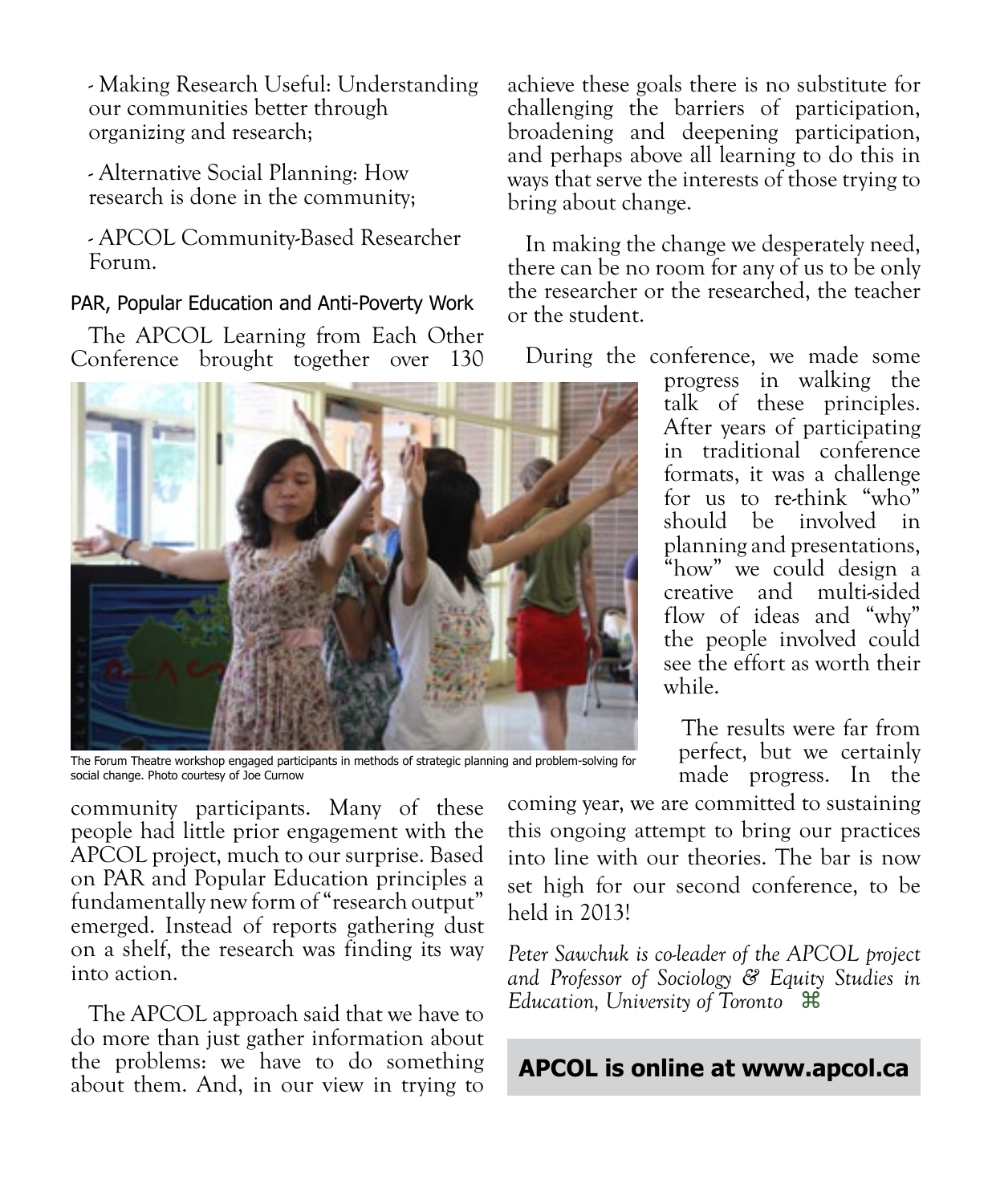- Making Research Useful: Understanding our communities better through organizing and research;

- Alternative Social Planning: How research is done in the community;

- APCOL Community-Based Researcher Forum.

## PAR, Popular Education and Anti-Poverty Work

The APCOL Learning from Each Other Conference brought together over 130 community participants. Many of these people had little prior engagement with the APCOL project, much to our surprise. Based on PAR and Popular Education principles a fundamentally new form of "research output" emerged. Instead of reports gathering dust on a shelf, the research was finding its way into action.

The Forum Theatre workshop engaged participants in methods of strategic planning and problem-solving for social change. Photo courtesy of Joe Curnow

The APCOL approach said that we have to do more than just gather information about the problems: we have to do something about them. And, in our view in trying to achieve these goals there is no substitute for challenging the barriers of participation, broadening and deepening participation, and perhaps above all learning to do this in ways that serve the interests of those trying to bring about change.

In making the change we desperately need, there can be no room for any of us to be only the researcher or the researched, the teacher or the student.

During the conference, we made some progress in walking the talk of these principles. After years of participating in traditional conference formats, it was a challenge for us to re-think "who" should be involved in planning and presentations, "how" we could design a creative and multi-sided flow of ideas and "why" the people involved could see the effort as worth their while.

The results were far from perfect, but we certainly made progress. In the coming year, we are committed to sustaining this ongoing attempt to bring our practices into line with our theories. The bar is now set high for our second conference, to be held in 2013!

*Peter Sawchuk is co-leader of the APCOL project and Professor of Sociology & Equity Studies in Education, University of Toronto* ⌘

**APCOL is online at www.apcol.ca**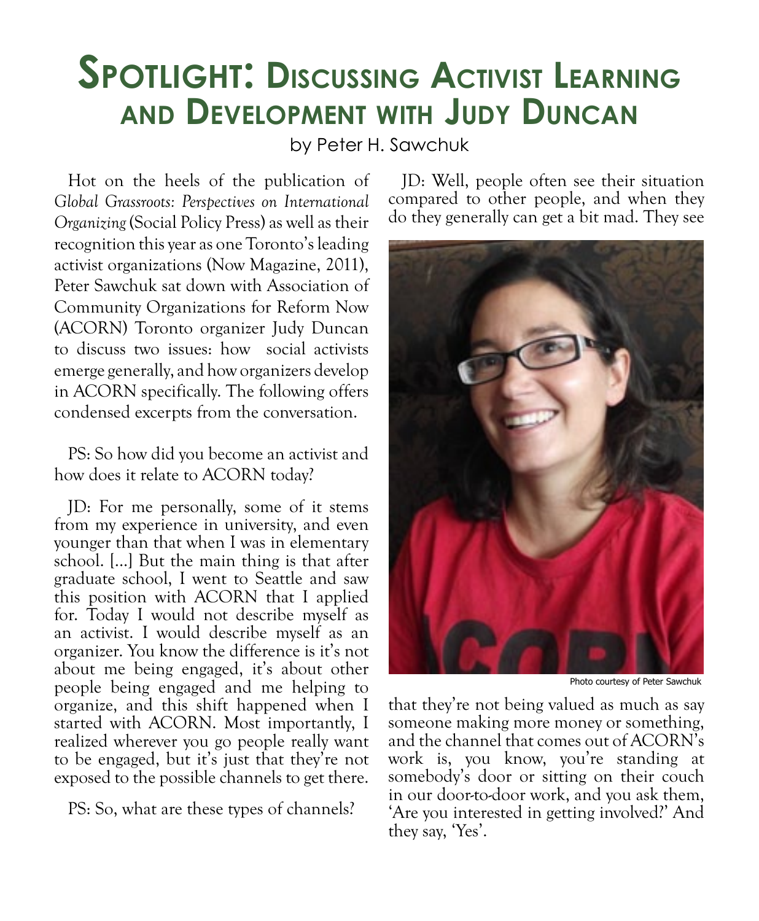# Spotlight: Discussing Activist Learning and Development with Judy Duncan

by Peter H. Sawchuk

Hot on the heels of the publication of *Global Grassroots: Perspectives on International Organizing* (Social Policy Press) as well as their recognition this year as one Toronto's leading activist organizations (Now Magazine, 2011), Peter Sawchuk sat down with Association of Community Organizations for Reform Now (ACORN) Toronto organizer Judy Duncan to discuss two issues: how social activists emerge generally, and how organizers develop in ACORN specifically. The following offers condensed excerpts from the conversation.

PS: So how did you become an activist and how does it relate to ACORN today?

JD: For me personally, some of it stems from my experience in university, and even younger than that when I was in elementary school. [...] But the main thing is that after graduate school, I went to Seattle and saw this position with ACORN that I applied for. Today I would not describe myself as an activist. I would describe myself as an organizer. You know the difference is it's not about me being engaged, it's about other people being engaged and me helping to organize, and this shift happened when I started with ACORN. Most importantly, I realized wherever you go people really want to be engaged, but it's just that they're not exposed to the possible channels to get there.

PS: So, what are these types of channels?

JD: Well, people often see their situation compared to other people, and when they do they generally can get a bit mad. They see that they're not being valued as much as say someone making more money or something, and the channel that comes out of ACORN's work is, you know, you're standing at somebody's door or sitting on their couch in our door-to-door work, and you ask them, 'Are you interested in getting involved?' And they say, 'Yes'.

Photo courtesy of Peter Sawchuk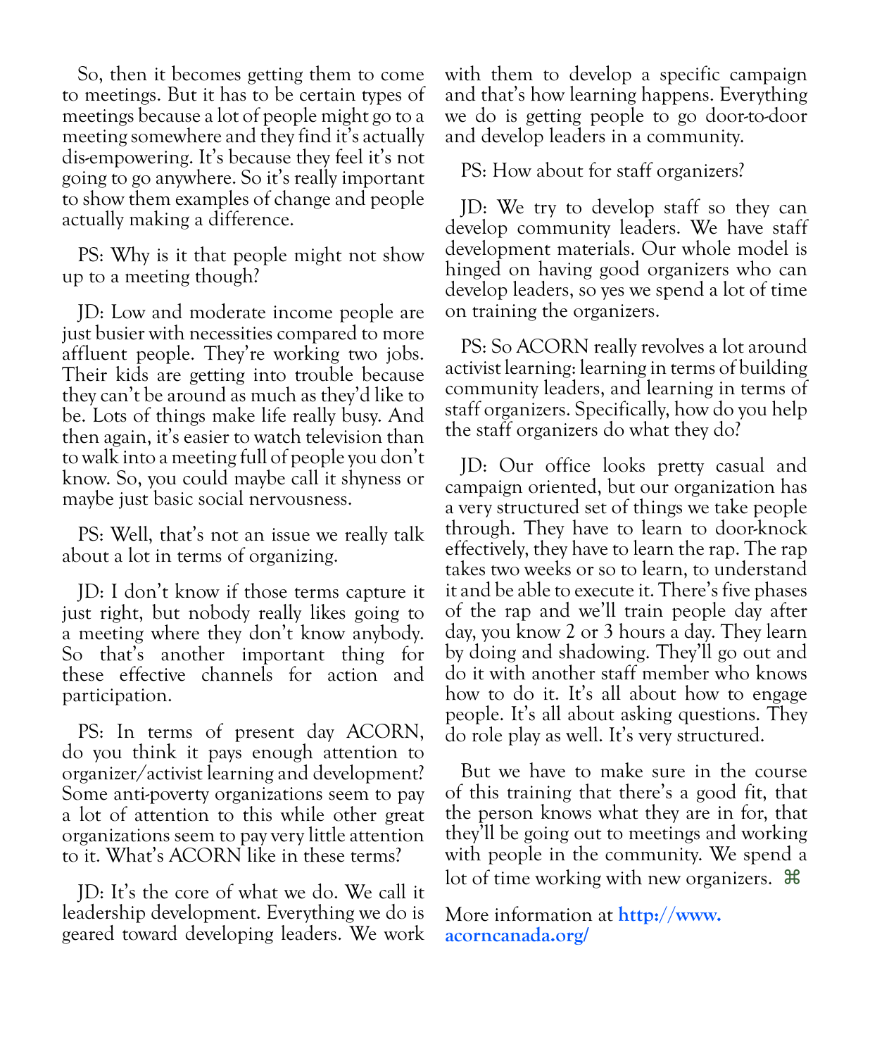So, then it becomes getting them to come to meetings. But it has to be certain types of meetings because a lot of people might go to a meeting somewhere and they find it's actually dis-empowering. It's because they feel it's not going to go anywhere. So it's really important to show them examples of change and people actually making a difference.

PS: Why is it that people might not show up to a meeting though?

JD: Low and moderate income people are just busier with necessities compared to more affluent people. They're working two jobs. Their kids are getting into trouble because they can't be around as much as they'd like to be. Lots of things make life really busy. And then again, it's easier to watch television than to walk into a meeting full of people you don't know. So, you could maybe call it shyness or maybe just basic social nervousness.

PS: Well, that's not an issue we really talk about a lot in terms of organizing.

JD: I don't know if those terms capture it just right, but nobody really likes going to a meeting where they don't know anybody. So that's another important thing for these effective channels for action and participation.

PS: In terms of present day ACORN, do you think it pays enough attention to organizer/activist learning and development? Some anti-poverty organizations seem to pay a lot of attention to this while other great organizations seem to pay very little attention to it. What's ACORN like in these terms?

JD: It's the core of what we do. We call it leadership development. Everything we do is geared toward developing leaders. We work with them to develop a specific campaign and that's how learning happens. Everything we do is getting people to go door-to-door and develop leaders in a community.

PS: How about for staff organizers?

JD: We try to develop staff so they can develop community leaders. We have staff development materials. Our whole model is hinged on having good organizers who can develop leaders, so yes we spend a lot of time on training the organizers.

PS: So ACORN really revolves a lot around activist learning: learning in terms of building community leaders, and learning in terms of staff organizers. Specifically, how do you help the staff organizers do what they do?

JD: Our office looks pretty casual and campaign oriented, but our organization has a very structured set of things we take people through. They have to learn to door-knock effectively, they have to learn the rap. The rap takes two weeks or so to learn, to understand it and be able to execute it. There's five phases of the rap and we'll train people day after day, you know 2 or 3 hours a day. They learn by doing and shadowing. They'll go out and do it with another staff member who knows how to do it. It's all about how to engage people. It's all about asking questions. They do role play as well. It's very structured.

But we have to make sure in the course of this training that there's a good fit, that the person knows what they are in for, that they'll be going out to meetings and working with people in the community. We spend a lot of time working with new organizers. ⌘

More information at **http://www.acorncanada.org/**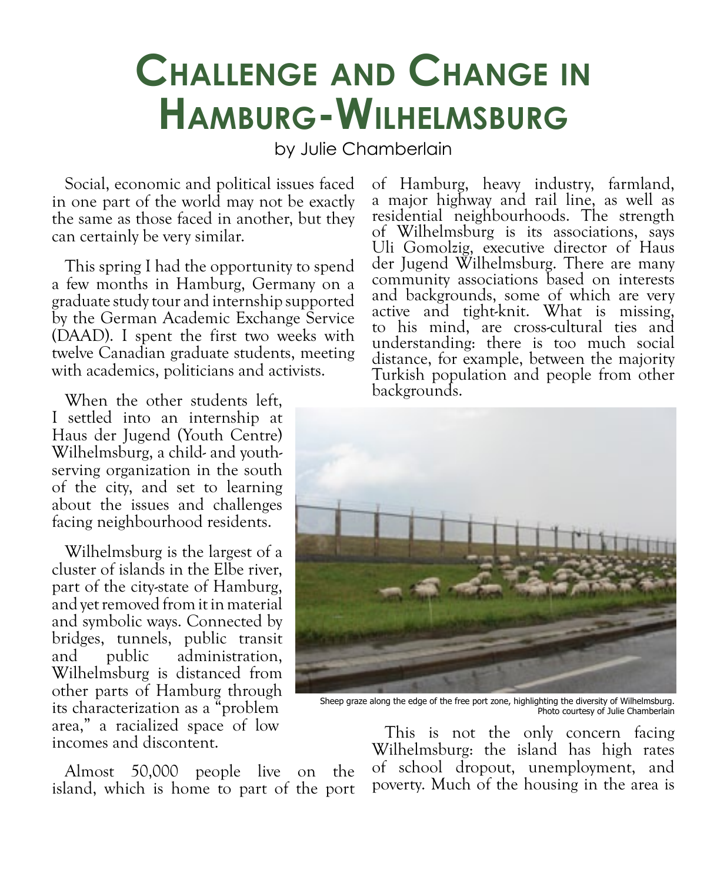# Challenge and Change in Hamburg-Wilhelmsburg

by Julie Chamberlain

Social, economic and political issues faced in one part of the world may not be exactly the same as those faced in another, but they can certainly be very similar.

This spring I had the opportunity to spend a few months in Hamburg, Germany on a graduate study tour and internship supported by the German Academic Exchange Service (DAAD). I spent the first two weeks with twelve Canadian graduate students, meeting with academics, politicians and activists.

When the other students left, I settled into an internship at Haus der Jugend (Youth Centre) Wilhelmsburg, a child- and youth-serving organization in the south of the city, and set to learning about the issues and challenges facing neighbourhood residents.

Wilhelmsburg is the largest of a cluster of islands in the Elbe river, part of the city-state of Hamburg, and yet removed from it in material and symbolic ways. Connected by bridges, tunnels, public transit and public administration, Wilhelmsburg is distanced from other parts of Hamburg through its characterization as a "problem area," a racialized space of low incomes and discontent.

Almost 50,000 people live on the island, which is home to part of the port of Hamburg, heavy industry, farmland, a major highway and rail line, as well as residential neighbourhoods. The strength of Wilhelmsburg is its associations, says Uli Gomolzig, executive director of Haus der Jugend Wilhelmsburg. There are many community associations based on interests and backgrounds, some of which are very active and tight-knit. What is missing, to his mind, are cross-cultural ties and understanding: there is too much social distance, for example, between the majority Turkish population and people from other backgrounds.

Sheep graze along the edge of the free port zone, highlighting the diversity of Wilhelmsburg. Photo courtesy of Julie Chamberlain

This is not the only concern facing Wilhelmsburg: the island has high rates of school dropout, unemployment, and poverty. Much of the housing in the area is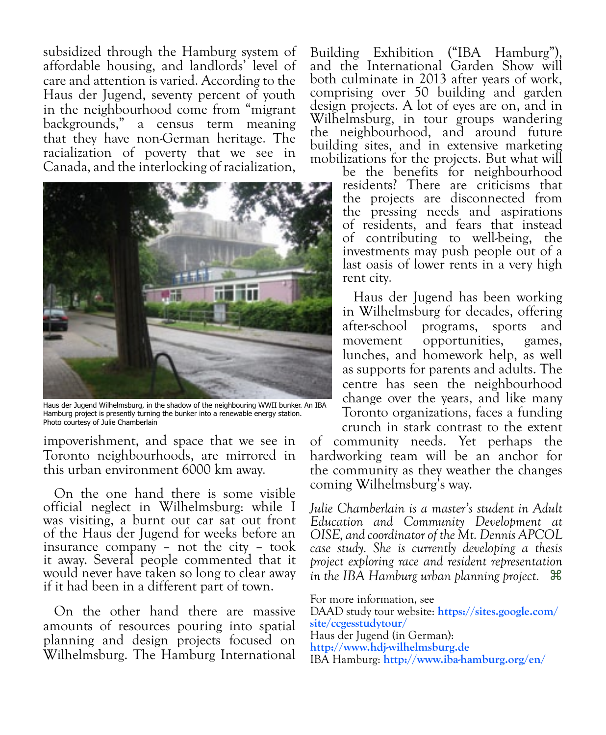subsidized through the Hamburg system of affordable housing, and landlords' level of care and attention is varied. According to the Haus der Jugend, seventy percent of youth in the neighbourhood come from "migrant backgrounds," a census term meaning that they have non-German heritage. The racialization of poverty that we see in Canada, and the interlocking of racialization, impoverishment, and space that we see in Toronto neighbourhoods, are mirrored in this urban environment 6000 km away.

Haus der Jugend Wilhelmsburg, in the shadow of the neighbouring WWII bunker. An IBA Hamburg project is presently turning the bunker into a renewable energy station. Photo courtesy of Julie Chamberlain

On the one hand there is some visible official neglect in Wilhelmsburg: while I was visiting, a burnt out car sat out front of the Haus der Jugend for weeks before an insurance company – not the city – took it away. Several people commented that it would never have taken so long to clear away if it had been in a different part of town.

On the other hand there are massive amounts of resources pouring into spatial planning and design projects focused on Wilhelmsburg. The Hamburg International Building Exhibition ("IBA Hamburg"), and the International Garden Show will both culminate in 2013 after years of work, comprising over 50 building and garden design projects. A lot of eyes are on, and in Wilhelmsburg, in tour groups wandering the neighbourhood, and around future building sites, and in extensive marketing mobilizations for the projects. But what will be the benefits for neighbourhood residents? There are criticisms that the projects are disconnected from the pressing needs and aspirations of residents, and fears that instead of contributing to well-being, the investments may push people out of a last oasis of lower rents in a very high rent city.

Haus der Jugend has been working in Wilhelmsburg for decades, offering after-school programs, sports and movement opportunities, games, lunches, and homework help, as well as supports for parents and adults. The centre has seen the neighbourhood change over the years, and like many Toronto organizations, faces a funding crunch in stark contrast to the extent of community needs. Yet perhaps the hardworking team will be an anchor for the community as they weather the changes coming Wilhelmsburg's way.

*Julie Chamberlain is a master's student in Adult Education and Community Development at OISE, and coordinator of the Mt. Dennis APCOL case study. She is currently developing a thesis project exploring race and resident representation in the IBA Hamburg urban planning project.* ⌘

For more information, see
DAAD study tour website: **https://sites.google.com/site/ccgesstudytour/**
Haus der Jugend (in German): **http://www.hdj-wilhelmsburg.de**
IBA Hamburg: **http://www.iba-hamburg.org/en/**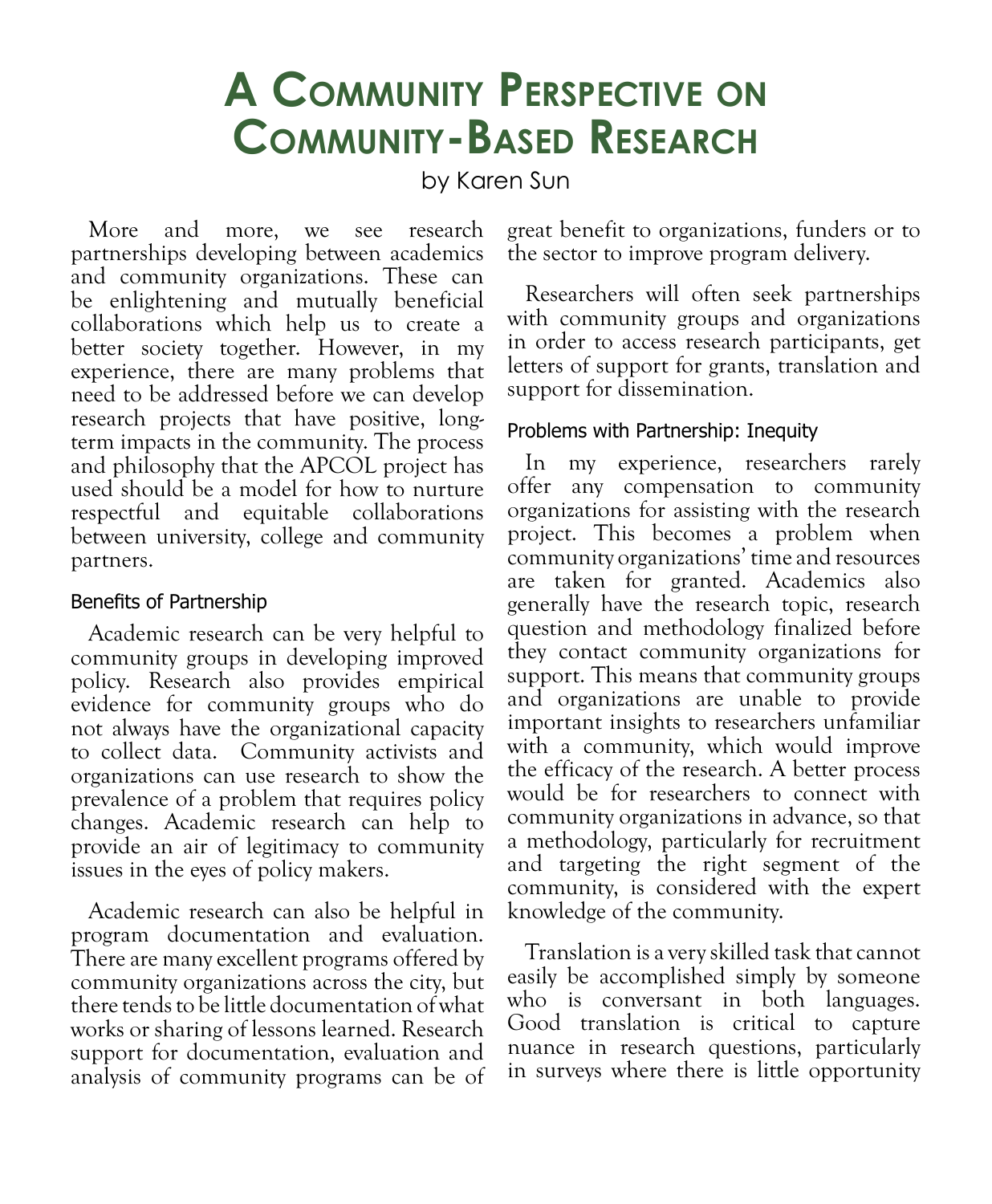# A Community Perspective on Community-Based Research

by Karen Sun

More and more, we see research partnerships developing between academics and community organizations. These can be enlightening and mutually beneficial collaborations which help us to create a better society together. However, in my experience, there are many problems that need to be addressed before we can develop research projects that have positive, long-term impacts in the community. The process and philosophy that the APCOL project has used should be a model for how to nurture respectful and equitable collaborations between university, college and community partners.

### Benefits of Partnership

Academic research can be very helpful to community groups in developing improved policy. Research also provides empirical evidence for community groups who do not always have the organizational capacity to collect data. Community activists and organizations can use research to show the prevalence of a problem that requires policy changes. Academic research can help to provide an air of legitimacy to community issues in the eyes of policy makers.

Academic research can also be helpful in program documentation and evaluation. There are many excellent programs offered by community organizations across the city, but there tends to be little documentation of what works or sharing of lessons learned. Research support for documentation, evaluation and analysis of community programs can be of great benefit to organizations, funders or to the sector to improve program delivery.

Researchers will often seek partnerships with community groups and organizations in order to access research participants, get letters of support for grants, translation and support for dissemination.

### Problems with Partnership: Inequity

In my experience, researchers rarely offer any compensation to community organizations for assisting with the research project. This becomes a problem when community organizations' time and resources are taken for granted. Academics also generally have the research topic, research question and methodology finalized before they contact community organizations for support. This means that community groups and organizations are unable to provide important insights to researchers unfamiliar with a community, which would improve the efficacy of the research. A better process would be for researchers to connect with community organizations in advance, so that a methodology, particularly for recruitment and targeting the right segment of the community, is considered with the expert knowledge of the community.

Translation is a very skilled task that cannot easily be accomplished simply by someone who is conversant in both languages. Good translation is critical to capture nuance in research questions, particularly in surveys where there is little opportunity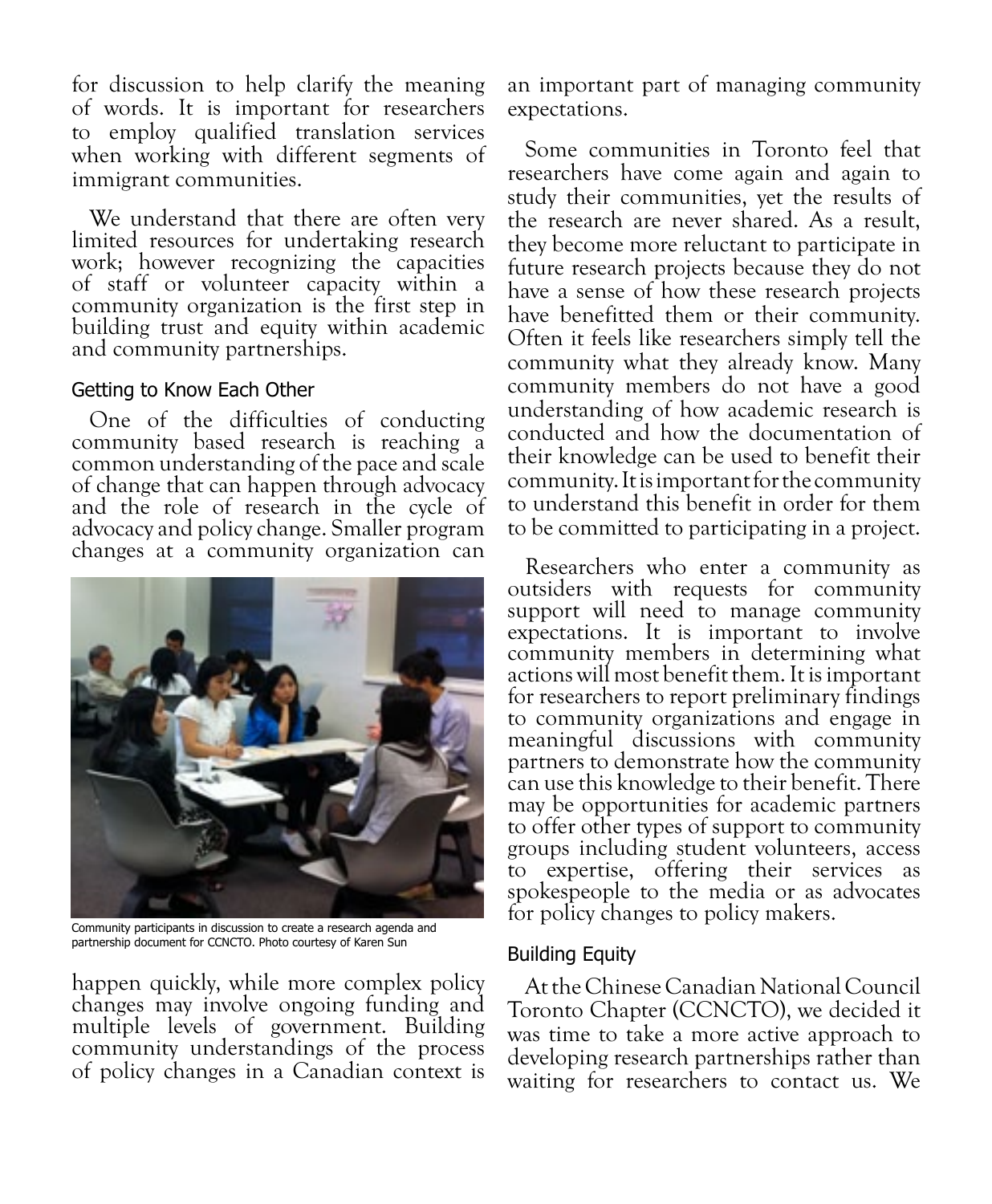for discussion to help clarify the meaning of words. It is important for researchers to employ qualified translation services when working with different segments of immigrant communities.

We understand that there are often very limited resources for undertaking research work; however recognizing the capacities of staff or volunteer capacity within a community organization is the first step in building trust and equity within academic and community partnerships.

### Getting to Know Each Other

One of the difficulties of conducting community based research is reaching a common understanding of the pace and scale of change that can happen through advocacy and the role of research in the cycle of advocacy and policy change. Smaller program changes at a community organization can happen quickly, while more complex policy changes may involve ongoing funding and multiple levels of government. Building community understandings of the process of policy changes in a Canadian context is an important part of managing community expectations.

Community participants in discussion to create a research agenda and partnership document for CCNCTO. Photo courtesy of Karen Sun

Some communities in Toronto feel that researchers have come again and again to study their communities, yet the results of the research are never shared. As a result, they become more reluctant to participate in future research projects because they do not have a sense of how these research projects have benefitted them or their community. Often it feels like researchers simply tell the community what they already know. Many community members do not have a good understanding of how academic research is conducted and how the documentation of their knowledge can be used to benefit their community. It is important for the community to understand this benefit in order for them to be committed to participating in a project.

Researchers who enter a community as outsiders with requests for community support will need to manage community expectations. It is important to involve community members in determining what actions will most benefit them. It is important for researchers to report preliminary findings to community organizations and engage in meaningful discussions with community partners to demonstrate how the community can use this knowledge to their benefit. There may be opportunities for academic partners to offer other types of support to community groups including student volunteers, access to expertise, offering their services as spokespeople to the media or as advocates for policy changes to policy makers.

### Building Equity

At the Chinese Canadian National Council Toronto Chapter (CCNCTO), we decided it was time to take a more active approach to developing research partnerships rather than waiting for researchers to contact us. We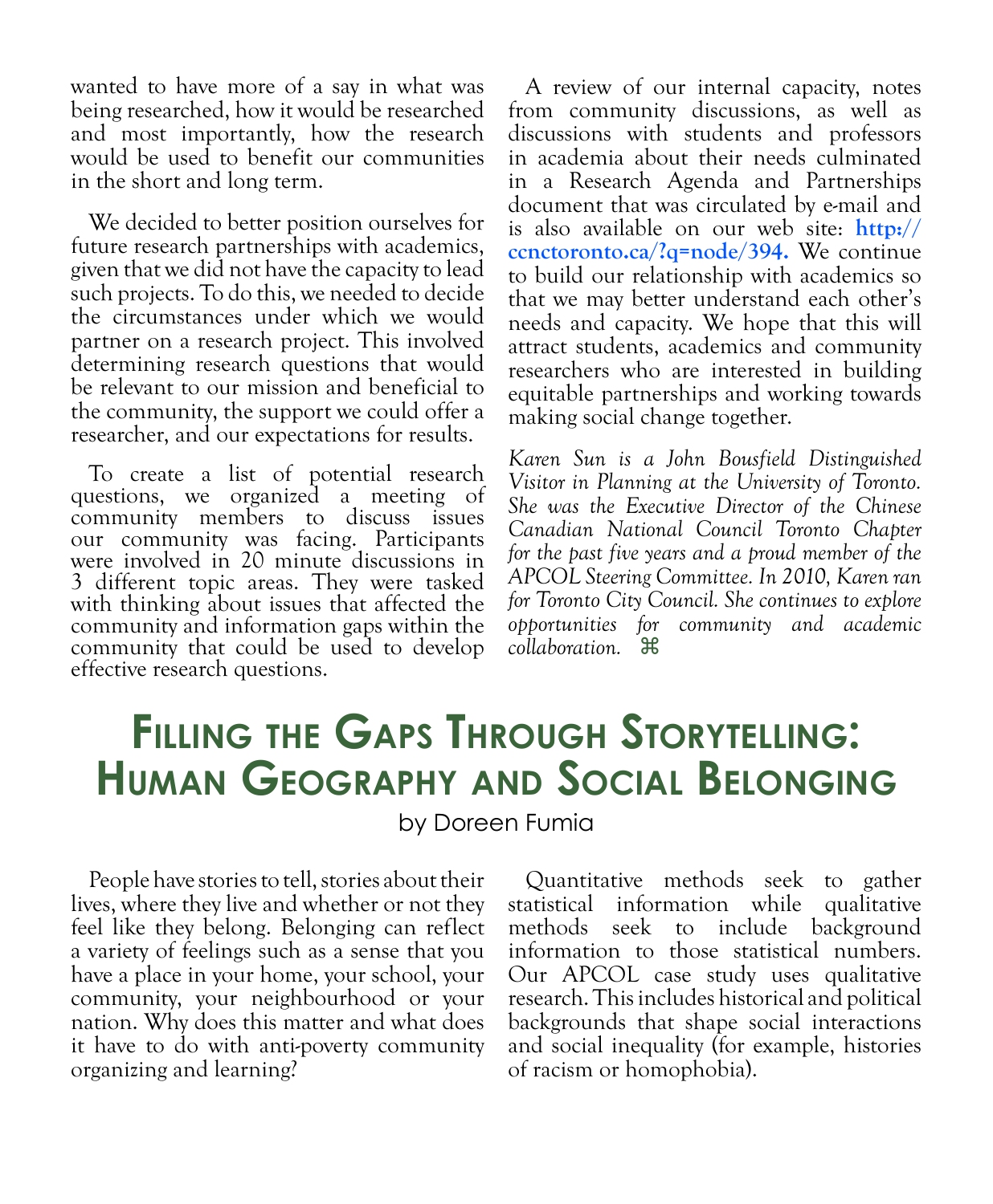wanted to have more of a say in what was being researched, how it would be researched and most importantly, how the research would be used to benefit our communities in the short and long term.

We decided to better position ourselves for future research partnerships with academics, given that we did not have the capacity to lead such projects. To do this, we needed to decide the circumstances under which we would partner on a research project. This involved determining research questions that would be relevant to our mission and beneficial to the community, the support we could offer a researcher, and our expectations for results.

To create a list of potential research questions, we organized a meeting of community members to discuss issues our community was facing. Participants were involved in 20 minute discussions in 3 different topic areas. They were tasked with thinking about issues that affected the community and information gaps within the community that could be used to develop effective research questions.

A review of our internal capacity, notes from community discussions, as well as discussions with students and professors in academia about their needs culminated in a Research Agenda and Partnerships document that was circulated by e-mail and is also available on our web site: **http://ccnctoronto.ca/?q=node/394.** We continue to build our relationship with academics so that we may better understand each other's needs and capacity. We hope that this will attract students, academics and community researchers who are interested in building equitable partnerships and working towards making social change together.

*Karen Sun is a John Bousfield Distinguished Visitor in Planning at the University of Toronto. She was the Executive Director of the Chinese Canadian National Council Toronto Chapter for the past five years and a proud member of the APCOL Steering Committee. In 2010, Karen ran for Toronto City Council. She continues to explore opportunities for community and academic collaboration.* ⌘

# Filling the Gaps Through Storytelling: Human Geography and Social Belonging

by Doreen Fumia

People have stories to tell, stories about their lives, where they live and whether or not they feel like they belong. Belonging can reflect a variety of feelings such as a sense that you have a place in your home, your school, your community, your neighbourhood or your nation. Why does this matter and what does it have to do with anti-poverty community organizing and learning?

Quantitative methods seek to gather statistical information while qualitative methods seek to include background information to those statistical numbers. Our APCOL case study uses qualitative research. This includes historical and political backgrounds that shape social interactions and social inequality (for example, histories of racism or homophobia).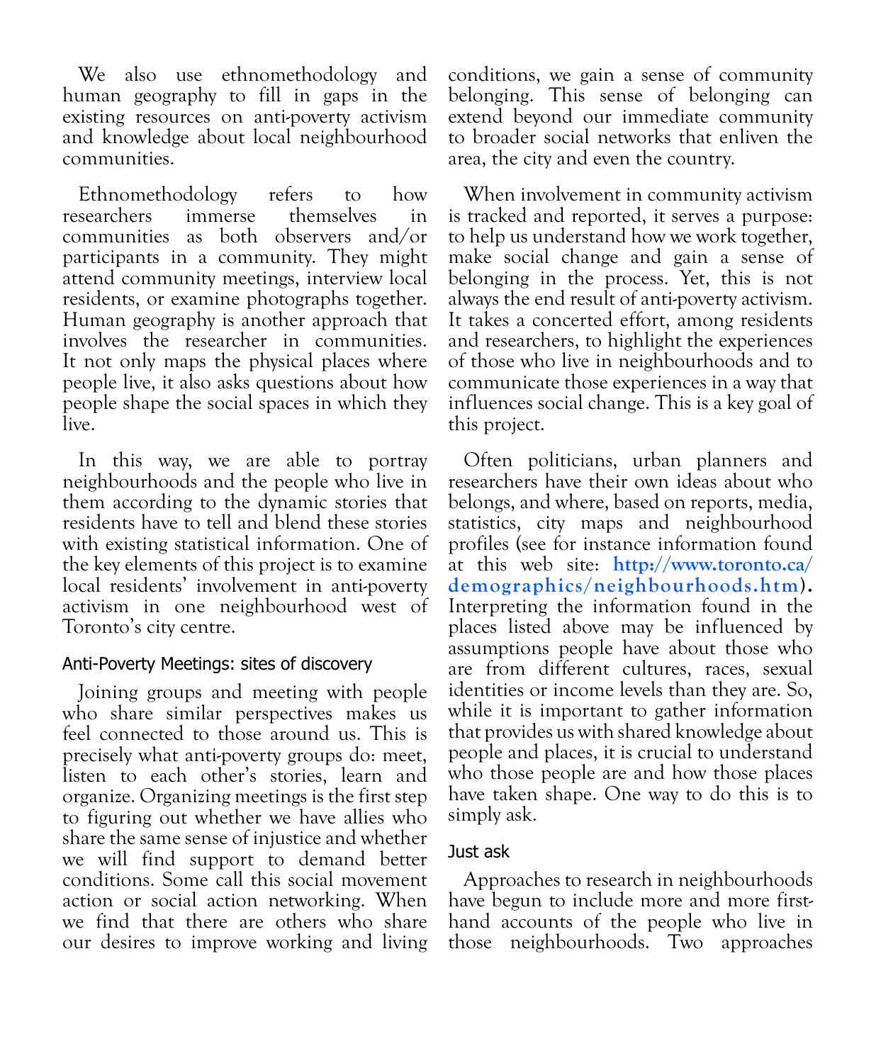We also use ethnomethodology and human geography to fill in gaps in the existing resources on anti-poverty activism and knowledge about local neighbourhood communities.

Ethnomethodology refers to how researchers immerse themselves in communities as both observers and/or participants in a community. They might attend community meetings, interview local residents, or examine photographs together. Human geography is another approach that involves the researcher in communities. It not only maps the physical places where people live, it also asks questions about how people shape the social spaces in which they live.

In this way, we are able to portray neighbourhoods and the people who live in them according to the dynamic stories that residents have to tell and blend these stories with existing statistical information. One of the key elements of this project is to examine local residents' involvement in anti-poverty activism in one neighbourhood west of Toronto's city centre.

### Anti-Poverty Meetings: sites of discovery

Joining groups and meeting with people who share similar perspectives makes us feel connected to those around us. This is precisely what anti-poverty groups do: meet, listen to each other's stories, learn and organize. Organizing meetings is the first step to figuring out whether we have allies who share the same sense of injustice and whether we will find support to demand better conditions. Some call this social movement action or social action networking. When we find that there are others who share our desires to improve working and living conditions, we gain a sense of community belonging. This sense of belonging can extend beyond our immediate community to broader social networks that enliven the area, the city and even the country.

When involvement in community activism is tracked and reported, it serves a purpose: to help us understand how we work together, make social change and gain a sense of belonging in the process. Yet, this is not always the end result of anti-poverty activism. It takes a concerted effort, among residents and researchers, to highlight the experiences of those who live in neighbourhoods and to communicate those experiences in a way that influences social change. This is a key goal of this project.

Often politicians, urban planners and researchers have their own ideas about who belongs, and where, based on reports, media, statistics, city maps and neighbourhood profiles (see for instance information found at this web site: **http://www.toronto.ca/demographics/neighbourhoods.htm**). Interpreting the information found in the places listed above may be influenced by assumptions people have about those who are from different cultures, races, sexual identities or income levels than they are. So, while it is important to gather information that provides us with shared knowledge about people and places, it is crucial to understand who those people are and how those places have taken shape. One way to do this is to simply ask.

### Just ask

Approaches to research in neighbourhoods have begun to include more and more first-hand accounts of the people who live in those neighbourhoods. Two approaches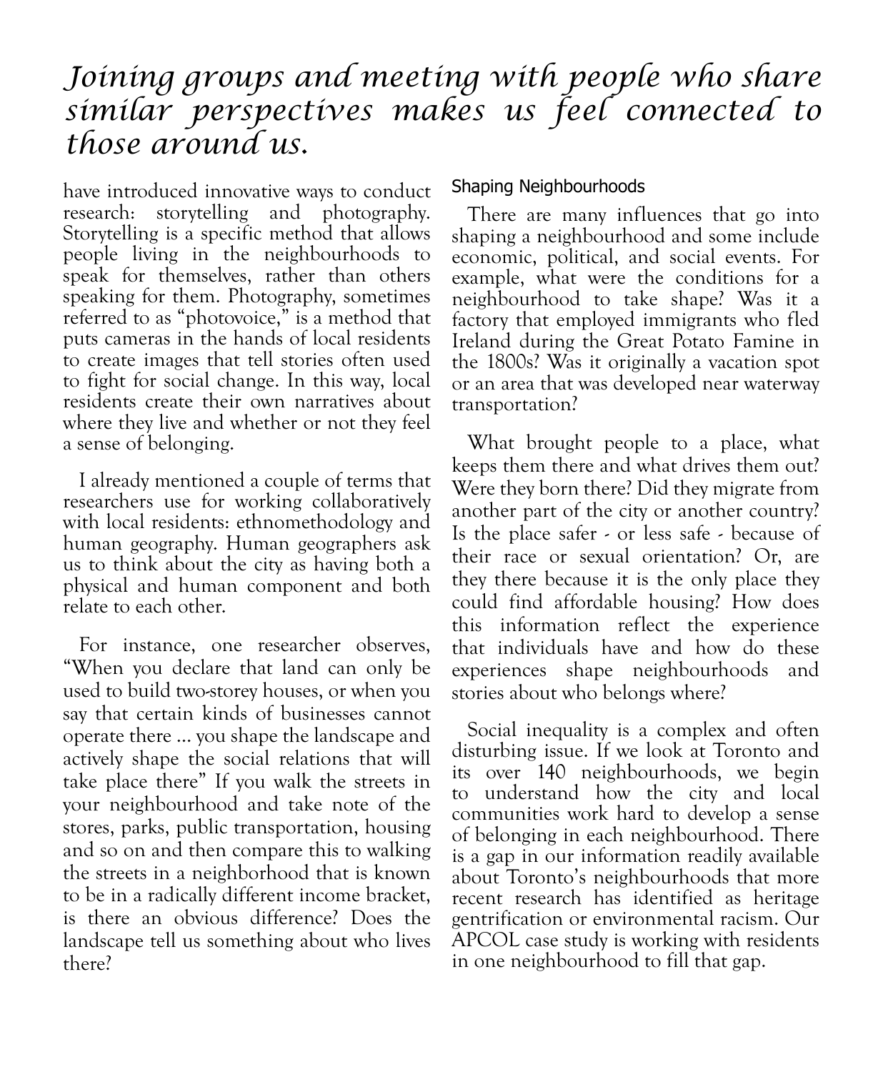*Joining groups and meeting with people who share similar perspectives makes us feel connected to those around us.*

have introduced innovative ways to conduct research: storytelling and photography. Storytelling is a specific method that allows people living in the neighbourhoods to speak for themselves, rather than others speaking for them. Photography, sometimes referred to as "photovoice," is a method that puts cameras in the hands of local residents to create images that tell stories often used to fight for social change. In this way, local residents create their own narratives about where they live and whether or not they feel a sense of belonging.

I already mentioned a couple of terms that researchers use for working collaboratively with local residents: ethnomethodology and human geography. Human geographers ask us to think about the city as having both a physical and human component and both relate to each other.

For instance, one researcher observes, "When you declare that land can only be used to build two-storey houses, or when you say that certain kinds of businesses cannot operate there ... you shape the landscape and actively shape the social relations that will take place there" If you walk the streets in your neighbourhood and take note of the stores, parks, public transportation, housing and so on and then compare this to walking the streets in a neighborhood that is known to be in a radically different income bracket, is there an obvious difference? Does the landscape tell us something about who lives there?

### Shaping Neighbourhoods

There are many influences that go into shaping a neighbourhood and some include economic, political, and social events. For example, what were the conditions for a neighbourhood to take shape? Was it a factory that employed immigrants who fled Ireland during the Great Potato Famine in the 1800s? Was it originally a vacation spot or an area that was developed near waterway transportation?

What brought people to a place, what keeps them there and what drives them out? Were they born there? Did they migrate from another part of the city or another country? Is the place safer - or less safe - because of their race or sexual orientation? Or, are they there because it is the only place they could find affordable housing? How does this information reflect the experience that individuals have and how do these experiences shape neighbourhoods and stories about who belongs where?

Social inequality is a complex and often disturbing issue. If we look at Toronto and its over 140 neighbourhoods, we begin to understand how the city and local communities work hard to develop a sense of belonging in each neighbourhood. There is a gap in our information readily available about Toronto's neighbourhoods that more recent research has identified as heritage gentrification or environmental racism. Our APCOL case study is working with residents in one neighbourhood to fill that gap.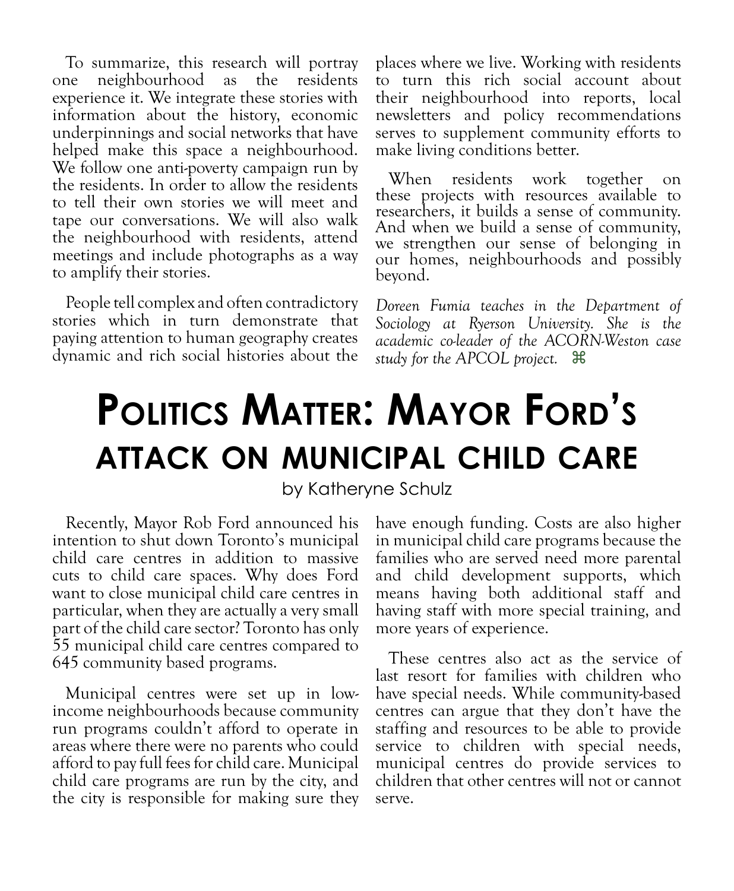To summarize, this research will portray one neighbourhood as the residents experience it. We integrate these stories with information about the history, economic underpinnings and social networks that have helped make this space a neighbourhood. We follow one anti-poverty campaign run by the residents. In order to allow the residents to tell their own stories we will meet and tape our conversations. We will also walk the neighbourhood with residents, attend meetings and include photographs as a way to amplify their stories.

People tell complex and often contradictory stories which in turn demonstrate that paying attention to human geography creates dynamic and rich social histories about the places where we live. Working with residents to turn this rich social account about their neighbourhood into reports, local newsletters and policy recommendations serves to supplement community efforts to make living conditions better.

When residents work together on these projects with resources available to researchers, it builds a sense of community. And when we build a sense of community, we strengthen our sense of belonging in our homes, neighbourhoods and possibly beyond.

*Doreen Fumia teaches in the Department of Sociology at Ryerson University. She is the academic co-leader of the ACORN-Weston case study for the APCOL project.* ⌘

# Politics Matter: Mayor Ford's attack on municipal child care

by Katheryne Schulz

Recently, Mayor Rob Ford announced his intention to shut down Toronto's municipal child care centres in addition to massive cuts to child care spaces. Why does Ford want to close municipal child care centres in particular, when they are actually a very small part of the child care sector? Toronto has only 55 municipal child care centres compared to 645 community based programs.

Municipal centres were set up in low-income neighbourhoods because community run programs couldn't afford to operate in areas where there were no parents who could afford to pay full fees for child care. Municipal child care programs are run by the city, and the city is responsible for making sure they have enough funding. Costs are also higher in municipal child care programs because the families who are served need more parental and child development supports, which means having both additional staff and having staff with more special training, and more years of experience.

These centres also act as the service of last resort for families with children who have special needs. While community-based centres can argue that they don't have the staffing and resources to be able to provide service to children with special needs, municipal centres do provide services to children that other centres will not or cannot serve.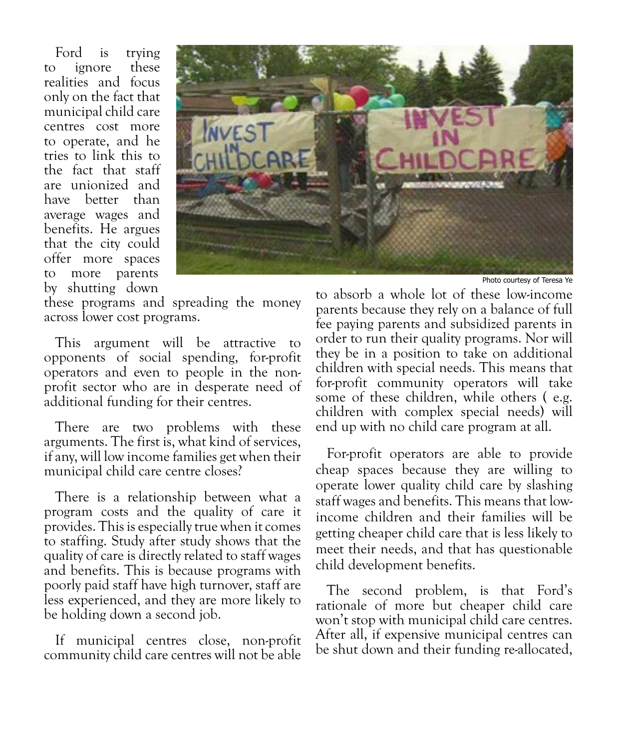Ford is trying to ignore these realities and focus only on the fact that municipal child care centres cost more to operate, and he tries to link this to the fact that staff are unionized and have better than average wages and benefits. He argues that the city could offer more spaces to more parents by shutting down these programs and spreading the money across lower cost programs.

Photo courtesy of Teresa Ye

This argument will be attractive to opponents of social spending, for-profit operators and even to people in the non-profit sector who are in desperate need of additional funding for their centres.

There are two problems with these arguments. The first is, what kind of services, if any, will low income families get when their municipal child care centre closes?

There is a relationship between what a program costs and the quality of care it provides. This is especially true when it comes to staffing. Study after study shows that the quality of care is directly related to staff wages and benefits. This is because programs with poorly paid staff have high turnover, staff are less experienced, and they are more likely to be holding down a second job.

If municipal centres close, non-profit community child care centres will not be able to absorb a whole lot of these low-income parents because they rely on a balance of full fee paying parents and subsidized parents in order to run their quality programs. Nor will they be in a position to take on additional children with special needs. This means that for-profit community operators will take some of these children, while others ( e.g. children with complex special needs) will end up with no child care program at all.

For-profit operators are able to provide cheap spaces because they are willing to operate lower quality child care by slashing staff wages and benefits. This means that low-income children and their families will be getting cheaper child care that is less likely to meet their needs, and that has questionable child development benefits.

The second problem, is that Ford's rationale of more but cheaper child care won't stop with municipal child care centres. After all, if expensive municipal centres can be shut down and their funding re-allocated,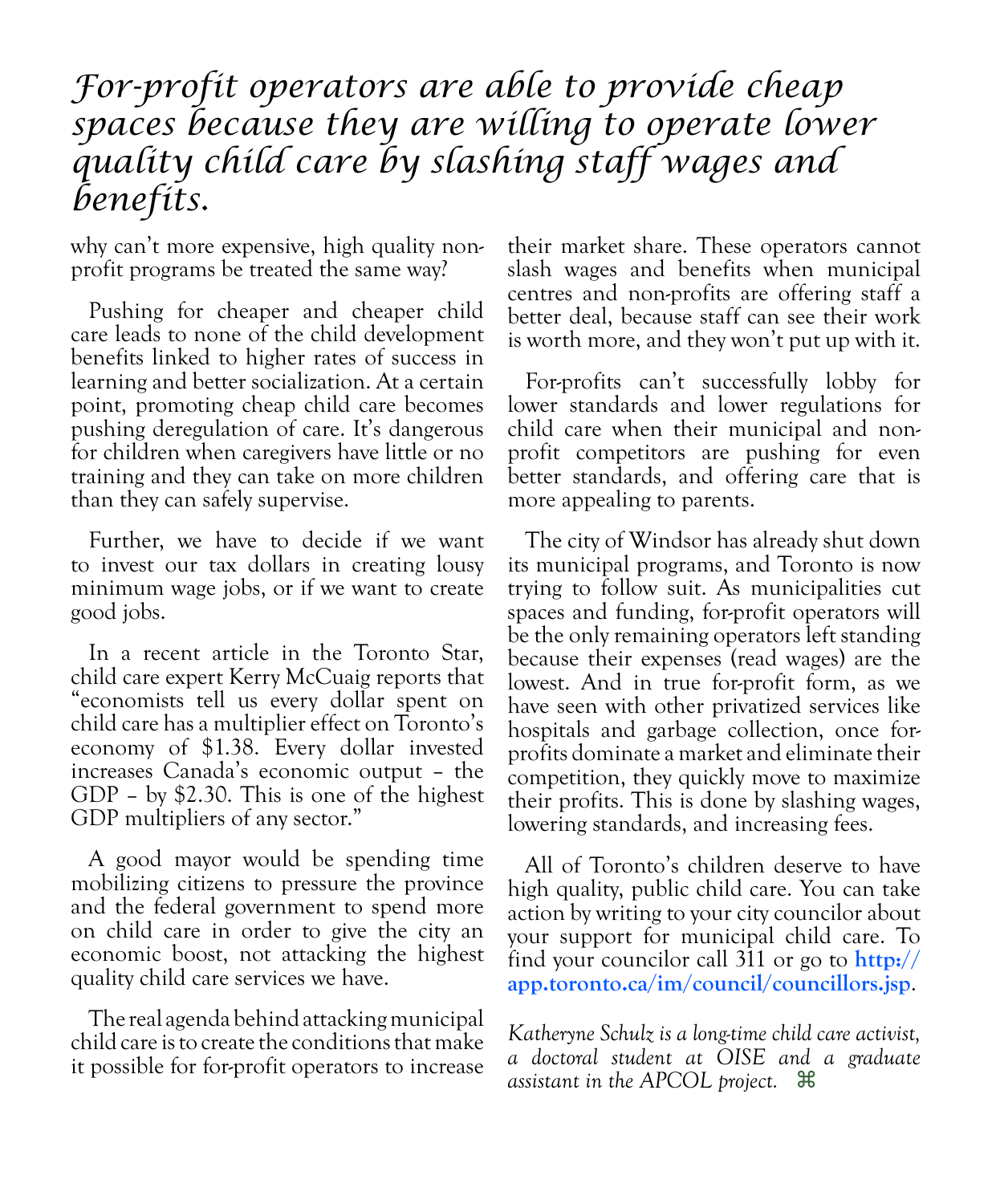*For-profit operators are able to provide cheap spaces because they are willing to operate lower quality child care by slashing staff wages and benefits.*

why can't more expensive, high quality non-profit programs be treated the same way?

Pushing for cheaper and cheaper child care leads to none of the child development benefits linked to higher rates of success in learning and better socialization. At a certain point, promoting cheap child care becomes pushing deregulation of care. It's dangerous for children when caregivers have little or no training and they can take on more children than they can safely supervise.

Further, we have to decide if we want to invest our tax dollars in creating lousy minimum wage jobs, or if we want to create good jobs.

In a recent article in the Toronto Star, child care expert Kerry McCuaig reports that "economists tell us every dollar spent on child care has a multiplier effect on Toronto's economy of $1.38. Every dollar invested increases Canada's economic output – the GDP – by $2.30. This is one of the highest GDP multipliers of any sector."

A good mayor would be spending time mobilizing citizens to pressure the province and the federal government to spend more on child care in order to give the city an economic boost, not attacking the highest quality child care services we have.

The real agenda behind attacking municipal child care is to create the conditions that make it possible for for-profit operators to increase their market share. These operators cannot slash wages and benefits when municipal centres and non-profits are offering staff a better deal, because staff can see their work is worth more, and they won't put up with it.

For-profits can't successfully lobby for lower standards and lower regulations for child care when their municipal and non-profit competitors are pushing for even better standards, and offering care that is more appealing to parents.

The city of Windsor has already shut down its municipal programs, and Toronto is now trying to follow suit. As municipalities cut spaces and funding, for-profit operators will be the only remaining operators left standing because their expenses (read wages) are the lowest. And in true for-profit form, as we have seen with other privatized services like hospitals and garbage collection, once for-profits dominate a market and eliminate their competition, they quickly move to maximize their profits. This is done by slashing wages, lowering standards, and increasing fees.

All of Toronto's children deserve to have high quality, public child care. You can take action by writing to your city councilor about your support for municipal child care. To find your councilor call 311 or go to **http://app.toronto.ca/im/council/councillors.jsp**.

*Katheryne Schulz is a long-time child care activist, a doctoral student at OISE and a graduate assistant in the APCOL project.* ⌘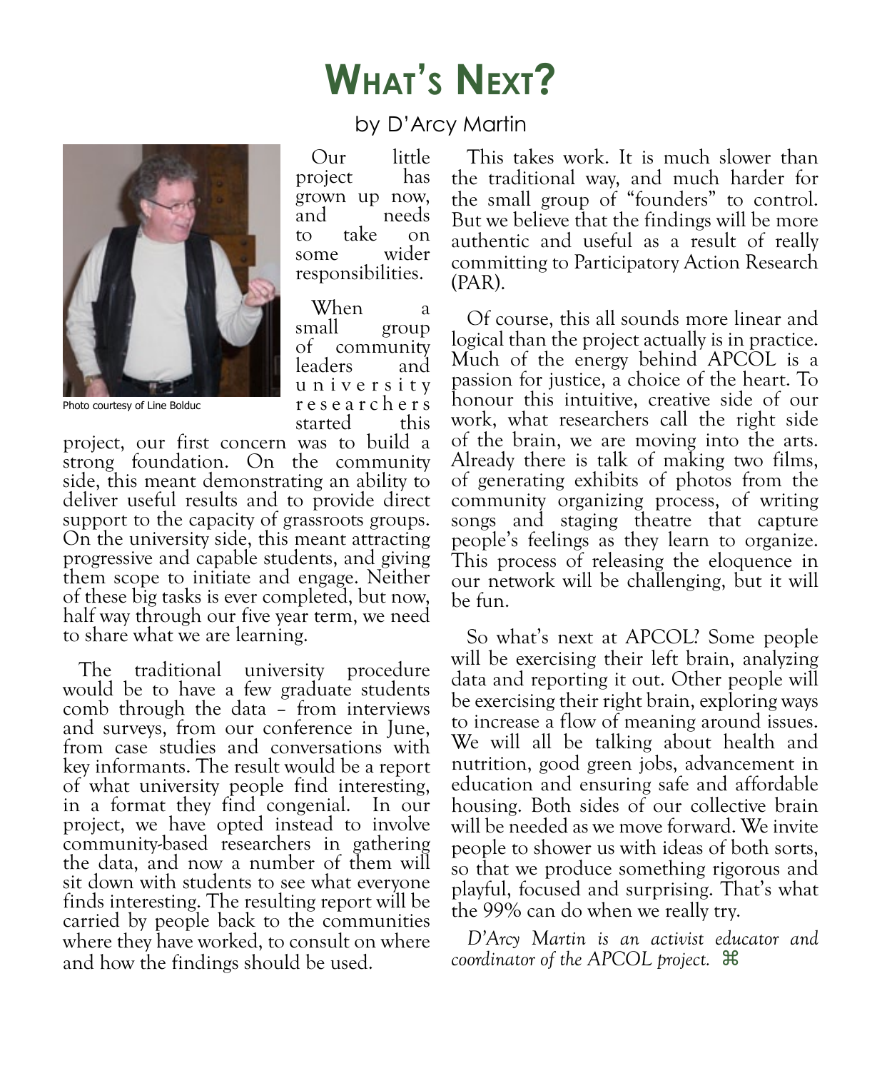# What's Next?

by D'Arcy Martin

Photo courtesy of Line Bolduc

Our little project has grown up now, and needs to take on some wider responsibilities.

When a small group of community leaders and university researchers started this project, our first concern was to build a strong foundation. On the community side, this meant demonstrating an ability to deliver useful results and to provide direct support to the capacity of grassroots groups. On the university side, this meant attracting progressive and capable students, and giving them scope to initiate and engage. Neither of these big tasks is ever completed, but now, half way through our five year term, we need to share what we are learning.

The traditional university procedure would be to have a few graduate students comb through the data – from interviews and surveys, from our conference in June, from case studies and conversations with key informants. The result would be a report of what university people find interesting, in a format they find congenial. In our project, we have opted instead to involve community-based researchers in gathering the data, and now a number of them will sit down with students to see what everyone finds interesting. The resulting report will be carried by people back to the communities where they have worked, to consult on where and how the findings should be used.

This takes work. It is much slower than the traditional way, and much harder for the small group of "founders" to control. But we believe that the findings will be more authentic and useful as a result of really committing to Participatory Action Research (PAR).

Of course, this all sounds more linear and logical than the project actually is in practice. Much of the energy behind APCOL is a passion for justice, a choice of the heart. To honour this intuitive, creative side of our work, what researchers call the right side of the brain, we are moving into the arts. Already there is talk of making two films, of generating exhibits of photos from the community organizing process, of writing songs and staging theatre that capture people's feelings as they learn to organize. This process of releasing the eloquence in our network will be challenging, but it will be fun.

So what's next at APCOL? Some people will be exercising their left brain, analyzing data and reporting it out. Other people will be exercising their right brain, exploring ways to increase a flow of meaning around issues. We will all be talking about health and nutrition, good green jobs, advancement in education and ensuring safe and affordable housing. Both sides of our collective brain will be needed as we move forward. We invite people to shower us with ideas of both sorts, so that we produce something rigorous and playful, focused and surprising. That's what the 99% can do when we really try.

*D'Arcy Martin is an activist educator and coordinator of the APCOL project.* ⌘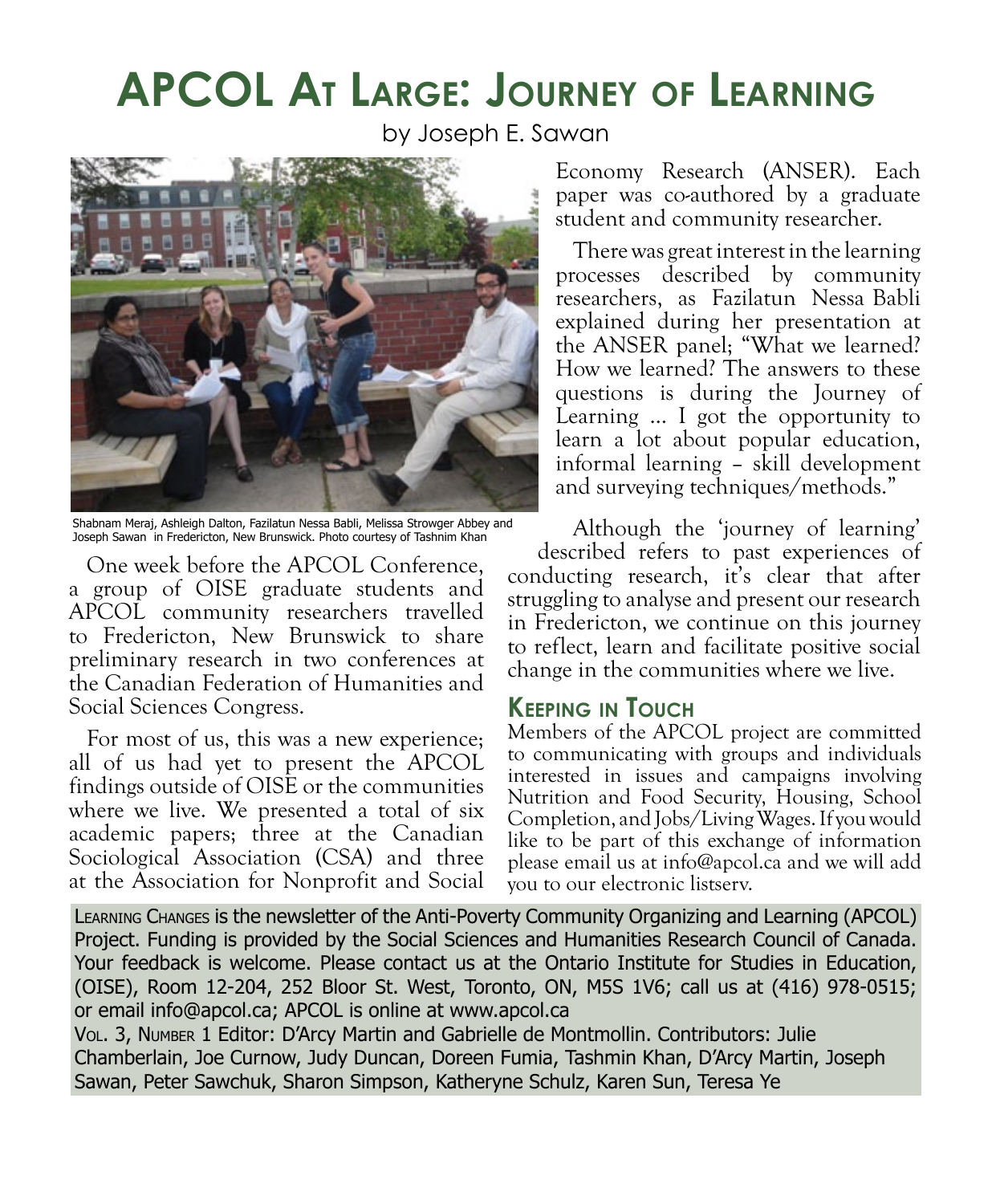# APCOL At Large: Journey of Learning

by Joseph E. Sawan

Shabnam Meraj, Ashleigh Dalton, Fazilatun Nessa Babli, Melissa Strowger Abbey and Joseph Sawan in Fredericton, New Brunswick. Photo courtesy of Tashnim Khan

One week before the APCOL Conference, a group of OISE graduate students and APCOL community researchers travelled to Fredericton, New Brunswick to share preliminary research in two conferences at the Canadian Federation of Humanities and Social Sciences Congress.

For most of us, this was a new experience; all of us had yet to present the APCOL findings outside of OISE or the communities where we live. We presented a total of six academic papers; three at the Canadian Sociological Association (CSA) and three at the Association for Nonprofit and Social Economy Research (ANSER). Each paper was co-authored by a graduate student and community researcher.

There was great interest in the learning processes described by community researchers, as Fazilatun Nessa Babli explained during her presentation at the ANSER panel; "What we learned? How we learned? The answers to these questions is during the Journey of Learning ... I got the opportunity to learn a lot about popular education, informal learning – skill development and surveying techniques/methods."

Although the 'journey of learning' described refers to past experiences of conducting research, it's clear that after struggling to analyse and present our research in Fredericton, we continue on this journey to reflect, learn and facilitate positive social change in the communities where we live.

## Keeping in Touch

Members of the APCOL project are committed to communicating with groups and individuals interested in issues and campaigns involving Nutrition and Food Security, Housing, School Completion, and Jobs/Living Wages. If you would like to be part of this exchange of information please email us at info@apcol.ca and we will add you to our electronic listserv.

Learning Changes is the newsletter of the Anti-Poverty Community Organizing and Learning (APCOL) Project. Funding is provided by the Social Sciences and Humanities Research Council of Canada. Your feedback is welcome. Please contact us at the Ontario Institute for Studies in Education, (OISE), Room 12-204, 252 Bloor St. West, Toronto, ON, M5S 1V6; call us at (416) 978-0515; or email info@apcol.ca; APCOL is online at www.apcol.ca

Vol. 3, Number 1 Editor: D'Arcy Martin and Gabrielle de Montmollin. Contributors: Julie Chamberlain, Joe Curnow, Judy Duncan, Doreen Fumia, Tashmin Khan, D'Arcy Martin, Joseph Sawan, Peter Sawchuk, Sharon Simpson, Katheryne Schulz, Karen Sun, Teresa Ye